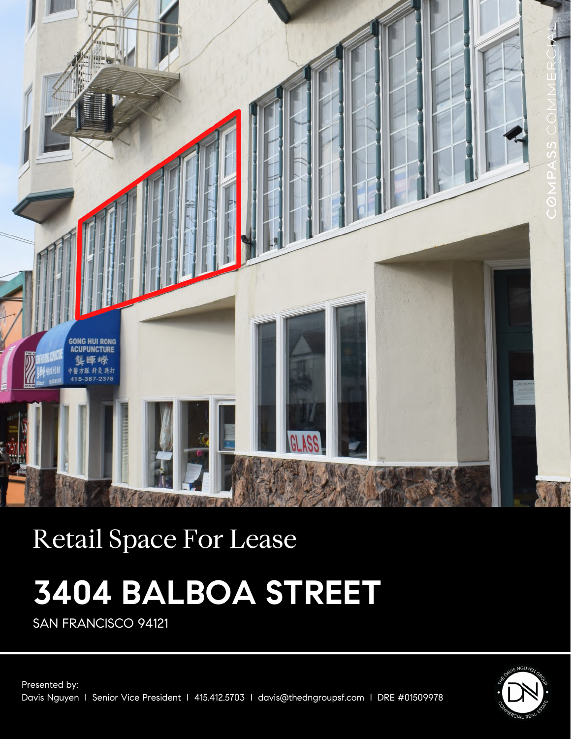Retail Space For Lease

# 3404 BALBOA STREET

SAN FRANCISCO 94121

Presented by:
Davis Nguyen | Senior Vice President | 415.412.5703 | davis@thedngroupsf.com | DRE #01509978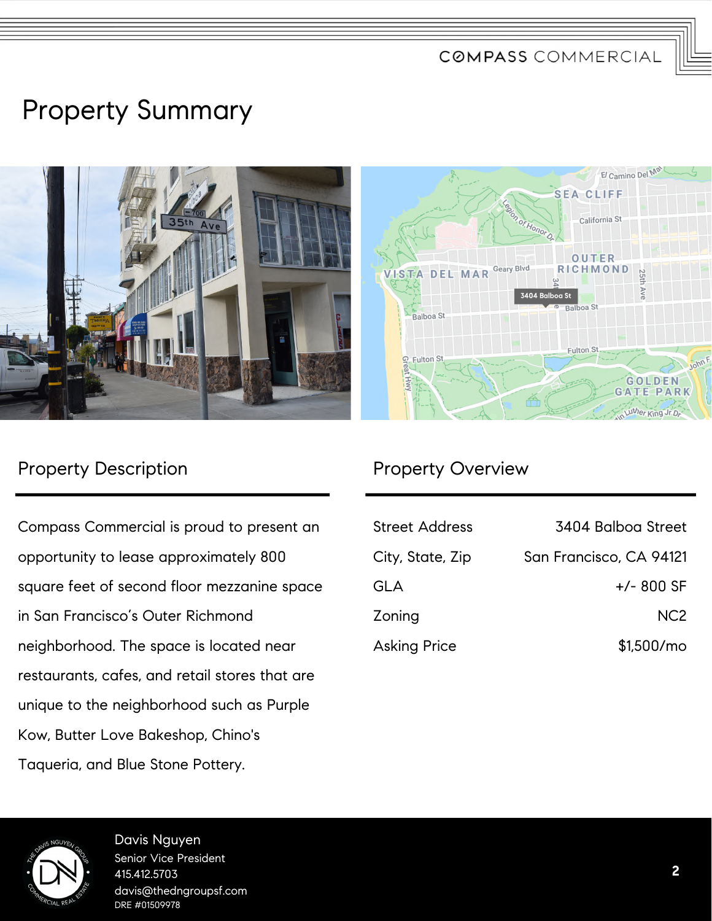# Property Summary

## Property Description

Compass Commercial is proud to present an opportunity to lease approximately 800 square feet of second floor mezzanine space in San Francisco's Outer Richmond neighborhood. The space is located near restaurants, cafes, and retail stores that are unique to the neighborhood such as Purple Kow, Butter Love Bakeshop, Chino's Taqueria, and Blue Stone Pottery.

## Property Overview

| | |
|---|---|
| Street Address | 3404 Balboa Street |
| City, State, Zip | San Francisco, CA 94121 |
| GLA | +/- 800 SF |
| Zoning | NC2 |
| Asking Price | $1,500/mo |

Davis Nguyen
Senior Vice President
415.412.5703
davis@thedngroupsf.com
DRE #01509978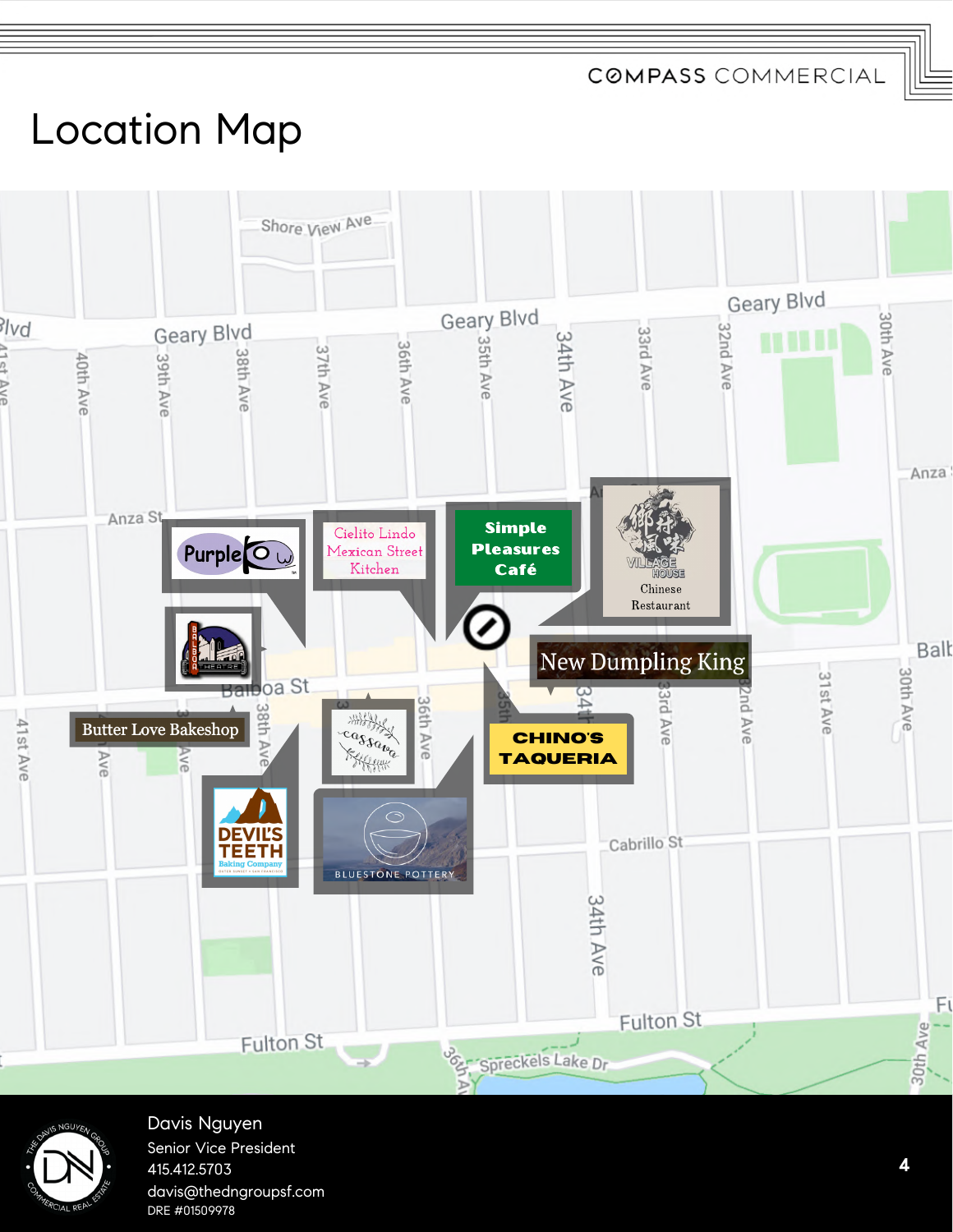# Location Map

Purple Cow

Cielito Lindo Mexican Street Kitchen

Simple Pleasures Café

Village House Chinese Restaurant

New Dumpling King

Balboa Theatre

Butter Love Bakeshop

Cassava

Chino's Taqueria

Devil's Teeth Baking Company

Bluestone Pottery

Davis Nguyen
Senior Vice President
415.412.5703
davis@thedngroupsf.com
DRE #01509978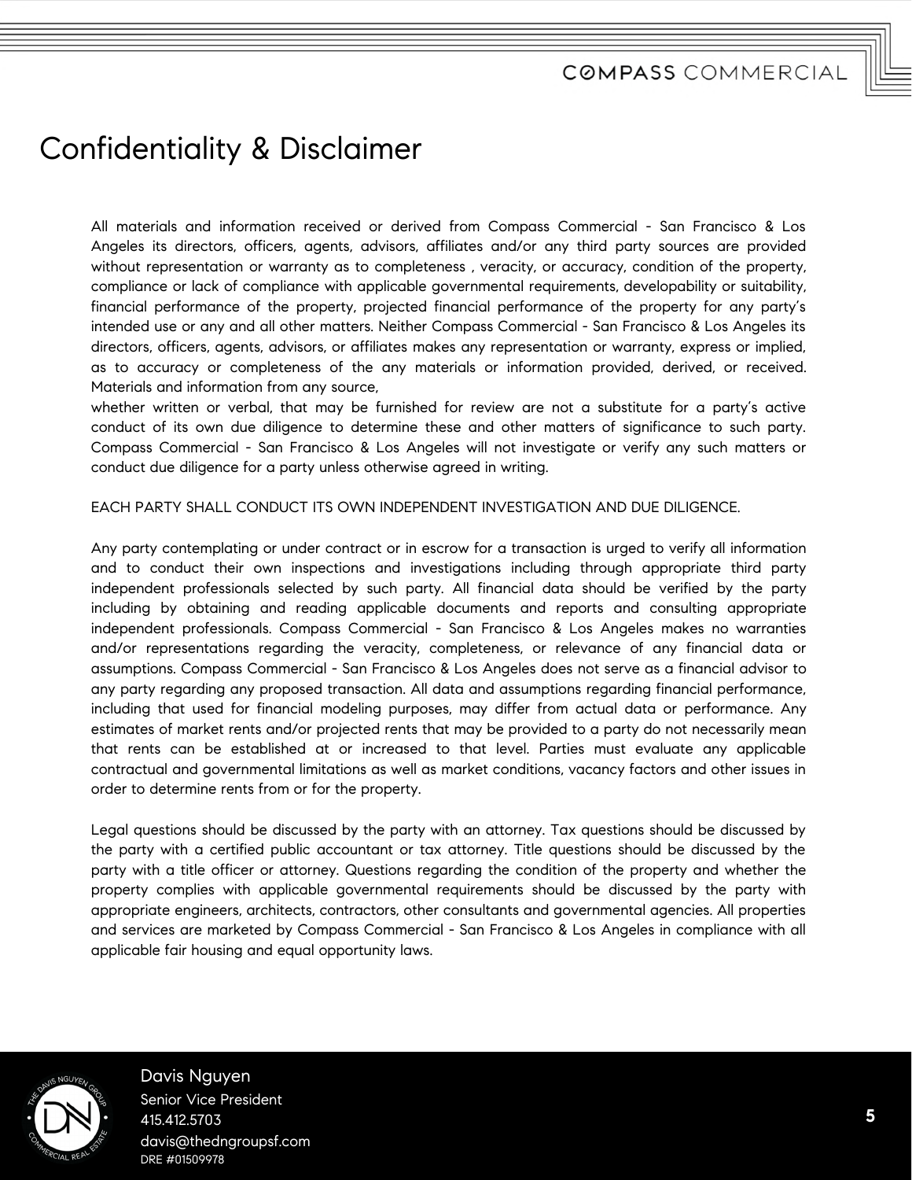# Confidentiality & Disclaimer

All materials and information received or derived from Compass Commercial - San Francisco & Los Angeles its directors, officers, agents, advisors, affiliates and/or any third party sources are provided without representation or warranty as to completeness , veracity, or accuracy, condition of the property, compliance or lack of compliance with applicable governmental requirements, developability or suitability, financial performance of the property, projected financial performance of the property for any party's intended use or any and all other matters. Neither Compass Commercial - San Francisco & Los Angeles its directors, officers, agents, advisors, or affiliates makes any representation or warranty, express or implied, as to accuracy or completeness of the any materials or information provided, derived, or received. Materials and information from any source,
whether written or verbal, that may be furnished for review are not a substitute for a party's active conduct of its own due diligence to determine these and other matters of significance to such party. Compass Commercial - San Francisco & Los Angeles will not investigate or verify any such matters or conduct due diligence for a party unless otherwise agreed in writing.

EACH PARTY SHALL CONDUCT ITS OWN INDEPENDENT INVESTIGATION AND DUE DILIGENCE.

Any party contemplating or under contract or in escrow for a transaction is urged to verify all information and to conduct their own inspections and investigations including through appropriate third party independent professionals selected by such party. All financial data should be verified by the party including by obtaining and reading applicable documents and reports and consulting appropriate independent professionals. Compass Commercial - San Francisco & Los Angeles makes no warranties and/or representations regarding the veracity, completeness, or relevance of any financial data or assumptions. Compass Commercial - San Francisco & Los Angeles does not serve as a financial advisor to any party regarding any proposed transaction. All data and assumptions regarding financial performance, including that used for financial modeling purposes, may differ from actual data or performance. Any estimates of market rents and/or projected rents that may be provided to a party do not necessarily mean that rents can be established at or increased to that level. Parties must evaluate any applicable contractual and governmental limitations as well as market conditions, vacancy factors and other issues in order to determine rents from or for the property.

Legal questions should be discussed by the party with an attorney. Tax questions should be discussed by the party with a certified public accountant or tax attorney. Title questions should be discussed by the party with a title officer or attorney. Questions regarding the condition of the property and whether the property complies with applicable governmental requirements should be discussed by the party with appropriate engineers, architects, contractors, other consultants and governmental agencies. All properties and services are marketed by Compass Commercial - San Francisco & Los Angeles in compliance with all applicable fair housing and equal opportunity laws.